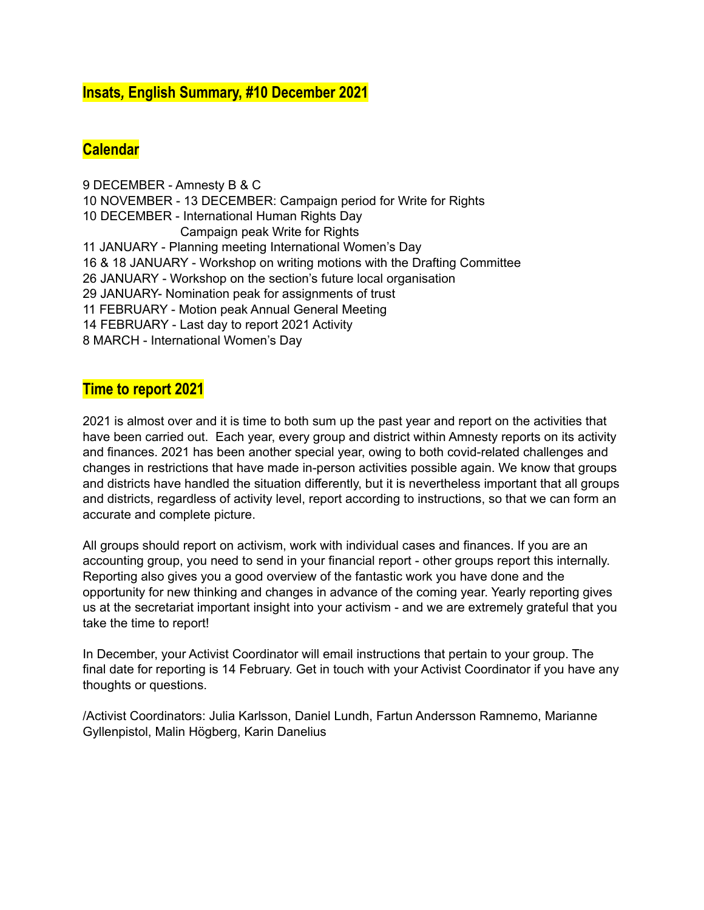# Insats, English Summary, #10 December 2021

## Calendar

9 DECEMBER - Amnesty B & C
10 NOVEMBER - 13 DECEMBER: Campaign period for Write for Rights
10 DECEMBER - International Human Rights Day
Campaign peak Write for Rights
11 JANUARY - Planning meeting International Women's Day
16 & 18 JANUARY - Workshop on writing motions with the Drafting Committee
26 JANUARY - Workshop on the section's future local organisation
29 JANUARY- Nomination peak for assignments of trust
11 FEBRUARY - Motion peak Annual General Meeting
14 FEBRUARY - Last day to report 2021 Activity
8 MARCH - International Women's Day

## Time to report 2021

2021 is almost over and it is time to both sum up the past year and report on the activities that have been carried out. Each year, every group and district within Amnesty reports on its activity and finances. 2021 has been another special year, owing to both covid-related challenges and changes in restrictions that have made in-person activities possible again. We know that groups and districts have handled the situation differently, but it is nevertheless important that all groups and districts, regardless of activity level, report according to instructions, so that we can form an accurate and complete picture.

All groups should report on activism, work with individual cases and finances. If you are an accounting group, you need to send in your financial report - other groups report this internally. Reporting also gives you a good overview of the fantastic work you have done and the opportunity for new thinking and changes in advance of the coming year. Yearly reporting gives us at the secretariat important insight into your activism - and we are extremely grateful that you take the time to report!

In December, your Activist Coordinator will email instructions that pertain to your group. The final date for reporting is 14 February. Get in touch with your Activist Coordinator if you have any thoughts or questions.

/Activist Coordinators: Julia Karlsson, Daniel Lundh, Fartun Andersson Ramnemo, Marianne Gyllenpistol, Malin Högberg, Karin Danelius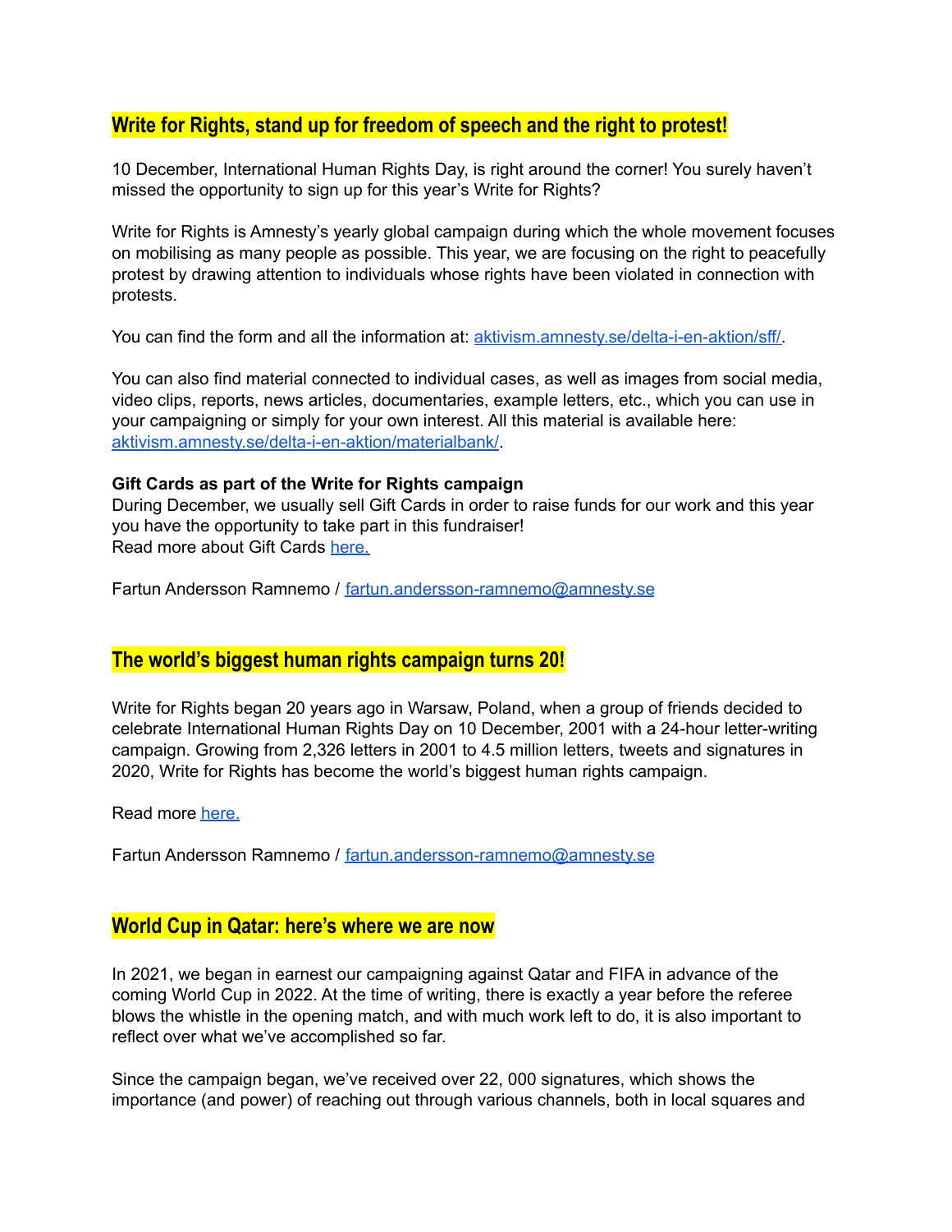## Write for Rights, stand up for freedom of speech and the right to protest!

10 December, International Human Rights Day, is right around the corner! You surely haven't missed the opportunity to sign up for this year's Write for Rights?

Write for Rights is Amnesty's yearly global campaign during which the whole movement focuses on mobilising as many people as possible. This year, we are focusing on the right to peacefully protest by drawing attention to individuals whose rights have been violated in connection with protests.

You can find the form and all the information at: [aktivism.amnesty.se/delta-i-en-aktion/sff/](aktivism.amnesty.se/delta-i-en-aktion/sff/).

You can also find material connected to individual cases, as well as images from social media, video clips, reports, news articles, documentaries, example letters, etc., which you can use in your campaigning or simply for your own interest. All this material is available here: [aktivism.amnesty.se/delta-i-en-aktion/materialbank/](aktivism.amnesty.se/delta-i-en-aktion/materialbank/).

**Gift Cards as part of the Write for Rights campaign**
During December, we usually sell Gift Cards in order to raise funds for our work and this year you have the opportunity to take part in this fundraiser!
Read more about Gift Cards here.

Fartun Andersson Ramnemo / fartun.andersson-ramnemo@amnesty.se

## The world's biggest human rights campaign turns 20!

Write for Rights began 20 years ago in Warsaw, Poland, when a group of friends decided to celebrate International Human Rights Day on 10 December, 2001 with a 24-hour letter-writing campaign. Growing from 2,326 letters in 2001 to 4.5 million letters, tweets and signatures in 2020, Write for Rights has become the world's biggest human rights campaign.

Read more here.

Fartun Andersson Ramnemo / fartun.andersson-ramnemo@amnesty.se

## World Cup in Qatar: here's where we are now

In 2021, we began in earnest our campaigning against Qatar and FIFA in advance of the coming World Cup in 2022. At the time of writing, there is exactly a year before the referee blows the whistle in the opening match, and with much work left to do, it is also important to reflect over what we've accomplished so far.

Since the campaign began, we've received over 22, 000 signatures, which shows the importance (and power) of reaching out through various channels, both in local squares and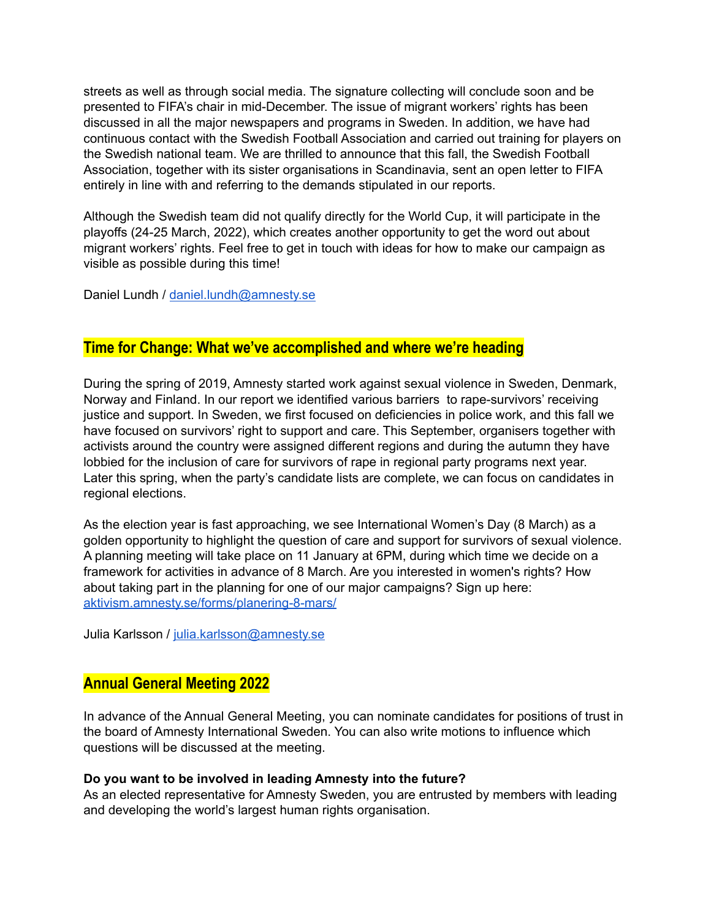streets as well as through social media. The signature collecting will conclude soon and be presented to FIFA's chair in mid-December. The issue of migrant workers' rights has been discussed in all the major newspapers and programs in Sweden. In addition, we have had continuous contact with the Swedish Football Association and carried out training for players on the Swedish national team. We are thrilled to announce that this fall, the Swedish Football Association, together with its sister organisations in Scandinavia, sent an open letter to FIFA entirely in line with and referring to the demands stipulated in our reports.

Although the Swedish team did not qualify directly for the World Cup, it will participate in the playoffs (24-25 March, 2022), which creates another opportunity to get the word out about migrant workers' rights. Feel free to get in touch with ideas for how to make our campaign as visible as possible during this time!

Daniel Lundh / [daniel.lundh@amnesty.se](mailto:daniel.lundh@amnesty.se)

## Time for Change: What we've accomplished and where we're heading

During the spring of 2019, Amnesty started work against sexual violence in Sweden, Denmark, Norway and Finland. In our report we identified various barriers to rape-survivors' receiving justice and support. In Sweden, we first focused on deficiencies in police work, and this fall we have focused on survivors' right to support and care. This September, organisers together with activists around the country were assigned different regions and during the autumn they have lobbied for the inclusion of care for survivors of rape in regional party programs next year. Later this spring, when the party's candidate lists are complete, we can focus on candidates in regional elections.

As the election year is fast approaching, we see International Women's Day (8 March) as a golden opportunity to highlight the question of care and support for survivors of sexual violence. A planning meeting will take place on 11 January at 6PM, during which time we decide on a framework for activities in advance of 8 March. Are you interested in women's rights? How about taking part in the planning for one of our major campaigns? Sign up here: [aktivism.amnesty.se/forms/planering-8-mars/](aktivism.amnesty.se/forms/planering-8-mars/)

Julia Karlsson / [julia.karlsson@amnesty.se](mailto:julia.karlsson@amnesty.se)

## Annual General Meeting 2022

In advance of the Annual General Meeting, you can nominate candidates for positions of trust in the board of Amnesty International Sweden. You can also write motions to influence which questions will be discussed at the meeting.

**Do you want to be involved in leading Amnesty into the future?**
As an elected representative for Amnesty Sweden, you are entrusted by members with leading and developing the world's largest human rights organisation.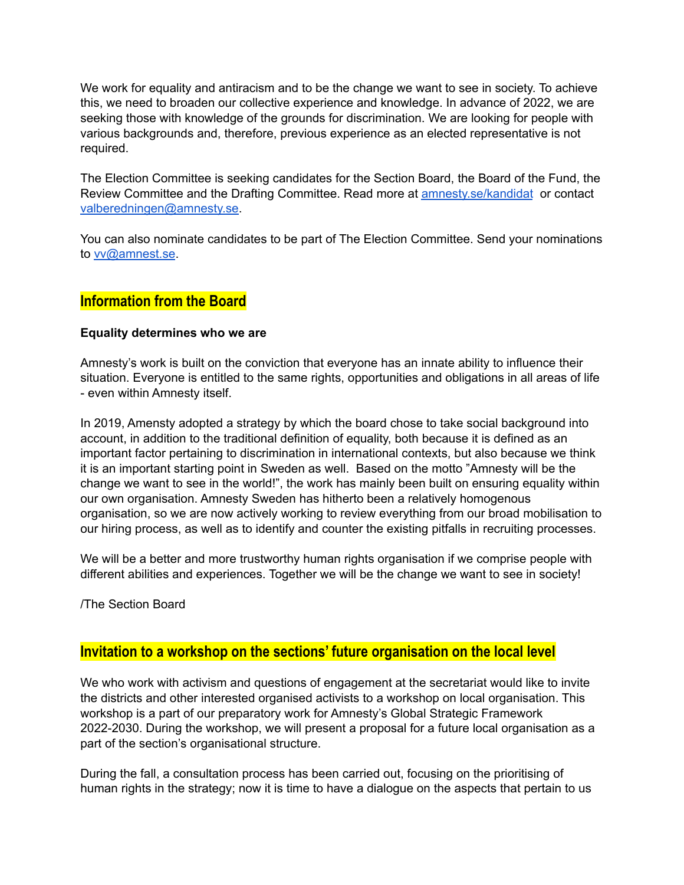We work for equality and antiracism and to be the change we want to see in society. To achieve this, we need to broaden our collective experience and knowledge. In advance of 2022, we are seeking those with knowledge of the grounds for discrimination. We are looking for people with various backgrounds and, therefore, previous experience as an elected representative is not required.

The Election Committee is seeking candidates for the Section Board, the Board of the Fund, the Review Committee and the Drafting Committee. Read more at [amnesty.se/kandidat](amnesty.se/kandidat) or contact [valberedningen@amnesty.se](mailto:valberedningen@amnesty.se).

You can also nominate candidates to be part of The Election Committee. Send your nominations to [vv@amnest.se](mailto:vv@amnest.se).

## Information from the Board

**Equality determines who we are**

Amnesty's work is built on the conviction that everyone has an innate ability to influence their situation. Everyone is entitled to the same rights, opportunities and obligations in all areas of life - even within Amnesty itself.

In 2019, Amensty adopted a strategy by which the board chose to take social background into account, in addition to the traditional definition of equality, both because it is defined as an important factor pertaining to discrimination in international contexts, but also because we think it is an important starting point in Sweden as well. Based on the motto "Amnesty will be the change we want to see in the world!", the work has mainly been built on ensuring equality within our own organisation. Amnesty Sweden has hitherto been a relatively homogenous organisation, so we are now actively working to review everything from our broad mobilisation to our hiring process, as well as to identify and counter the existing pitfalls in recruiting processes.

We will be a better and more trustworthy human rights organisation if we comprise people with different abilities and experiences. Together we will be the change we want to see in society!

/The Section Board

## Invitation to a workshop on the sections' future organisation on the local level

We who work with activism and questions of engagement at the secretariat would like to invite the districts and other interested organised activists to a workshop on local organisation. This workshop is a part of our preparatory work for Amnesty's Global Strategic Framework 2022-2030. During the workshop, we will present a proposal for a future local organisation as a part of the section's organisational structure.

During the fall, a consultation process has been carried out, focusing on the prioritising of human rights in the strategy; now it is time to have a dialogue on the aspects that pertain to us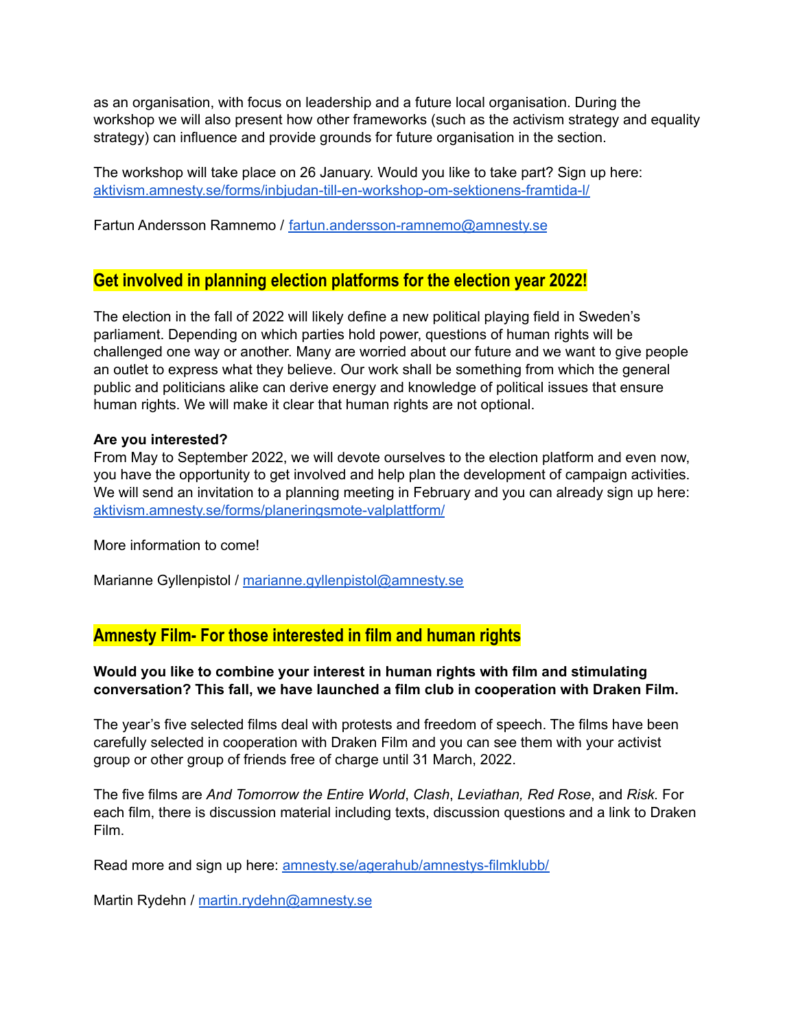as an organisation, with focus on leadership and a future local organisation. During the workshop we will also present how other frameworks (such as the activism strategy and equality strategy) can influence and provide grounds for future organisation in the section.

The workshop will take place on 26 January. Would you like to take part? Sign up here: [aktivism.amnesty.se/forms/inbjudan-till-en-workshop-om-sektionens-framtida-l/](aktivism.amnesty.se/forms/inbjudan-till-en-workshop-om-sektionens-framtida-l/)

Fartun Andersson Ramnemo / [fartun.andersson-ramnemo@amnesty.se](mailto:fartun.andersson-ramnemo@amnesty.se)

## Get involved in planning election platforms for the election year 2022!

The election in the fall of 2022 will likely define a new political playing field in Sweden's parliament. Depending on which parties hold power, questions of human rights will be challenged one way or another. Many are worried about our future and we want to give people an outlet to express what they believe. Our work shall be something from which the general public and politicians alike can derive energy and knowledge of political issues that ensure human rights. We will make it clear that human rights are not optional.

**Are you interested?**
From May to September 2022, we will devote ourselves to the election platform and even now, you have the opportunity to get involved and help plan the development of campaign activities. We will send an invitation to a planning meeting in February and you can already sign up here: [aktivism.amnesty.se/forms/planeringsmote-valplattform/](aktivism.amnesty.se/forms/planeringsmote-valplattform/)

More information to come!

Marianne Gyllenpistol / [marianne.gyllenpistol@amnesty.se](mailto:marianne.gyllenpistol@amnesty.se)

## Amnesty Film- For those interested in film and human rights

**Would you like to combine your interest in human rights with film and stimulating conversation? This fall, we have launched a film club in cooperation with Draken Film.**

The year's five selected films deal with protests and freedom of speech. The films have been carefully selected in cooperation with Draken Film and you can see them with your activist group or other group of friends free of charge until 31 March, 2022.

The five films are *And Tomorrow the Entire World*, *Clash*, *Leviathan, Red Rose*, and *Risk.* For each film, there is discussion material including texts, discussion questions and a link to Draken Film.

Read more and sign up here: [amnesty.se/agerahub/amnestys-filmklubb/](amnesty.se/agerahub/amnestys-filmklubb/)

Martin Rydehn / [martin.rydehn@amnesty.se](mailto:martin.rydehn@amnesty.se)